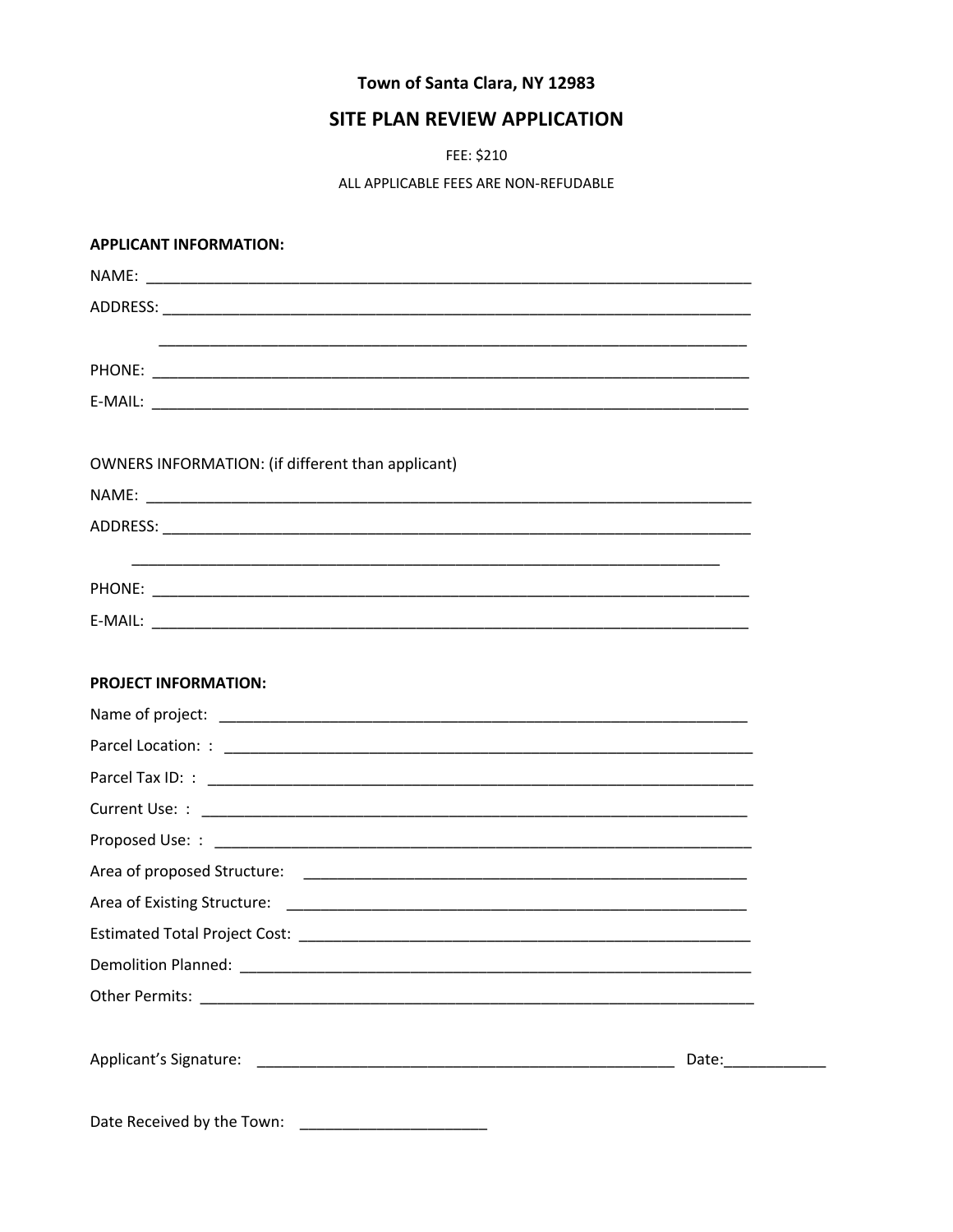**Town of Santa Clara, NY 12983**

# SITE PLAN REVIEW APPLICATION

FEE: $210

ALL APPLICABLE FEES ARE NON-REFUDABLE

**APPLICANT INFORMATION:**

NAME: ___________________________________________________________________________

ADDRESS: _________________________________________________________________________

_________________________________________________________________________

PHONE: ___________________________________________________________________________

E-MAIL: ___________________________________________________________________________

OWNERS INFORMATION: (if different than applicant)

NAME: ___________________________________________________________________________

ADDRESS: _________________________________________________________________________

_________________________________________________________________________

PHONE: ___________________________________________________________________________

E-MAIL: ___________________________________________________________________________

**PROJECT INFORMATION:**

Name of project: ___________________________________________________________________

Parcel Location: : __________________________________________________________________

Parcel Tax ID: : ____________________________________________________________________

Current Use: : _____________________________________________________________________

Proposed Use: : ____________________________________________________________________

Area of proposed Structure: ___________________________________________________________

Area of Existing Structure: ____________________________________________________________

Estimated Total Project Cost: __________________________________________________________

Demolition Planned: _________________________________________________________________

Other Permits: _____________________________________________________________________

Applicant's Signature: ___________________________________________________ Date:____________

Date Received by the Town: ______________________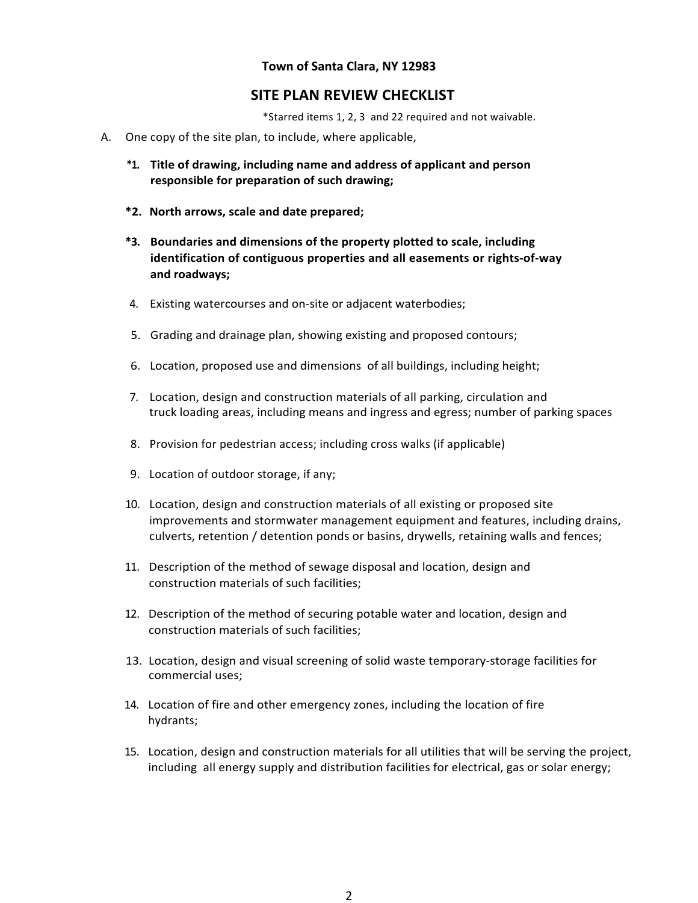**Town of Santa Clara, NY 12983**

## SITE PLAN REVIEW CHECKLIST

*Starred items 1, 2, 3 and 22 required and not waivable.

A. One copy of the site plan, to include, where applicable,

**\*1. Title of drawing, including name and address of applicant and person responsible for preparation of such drawing;**

**\*2. North arrows, scale and date prepared;**

**\*3. Boundaries and dimensions of the property plotted to scale, including identification of contiguous properties and all easements or rights-of-way and roadways;**

4. Existing watercourses and on-site or adjacent waterbodies;

5. Grading and drainage plan, showing existing and proposed contours;

6. Location, proposed use and dimensions of all buildings, including height;

7. Location, design and construction materials of all parking, circulation and truck loading areas, including means and ingress and egress; number of parking spaces

8. Provision for pedestrian access; including cross walks (if applicable)

9. Location of outdoor storage, if any;

10. Location, design and construction materials of all existing or proposed site improvements and stormwater management equipment and features, including drains, culverts, retention / detention ponds or basins, drywells, retaining walls and fences;

11. Description of the method of sewage disposal and location, design and construction materials of such facilities;

12. Description of the method of securing potable water and location, design and construction materials of such facilities;

13. Location, design and visual screening of solid waste temporary-storage facilities for commercial uses;

14. Location of fire and other emergency zones, including the location of fire hydrants;

15. Location, design and construction materials for all utilities that will be serving the project, including all energy supply and distribution facilities for electrical, gas or solar energy;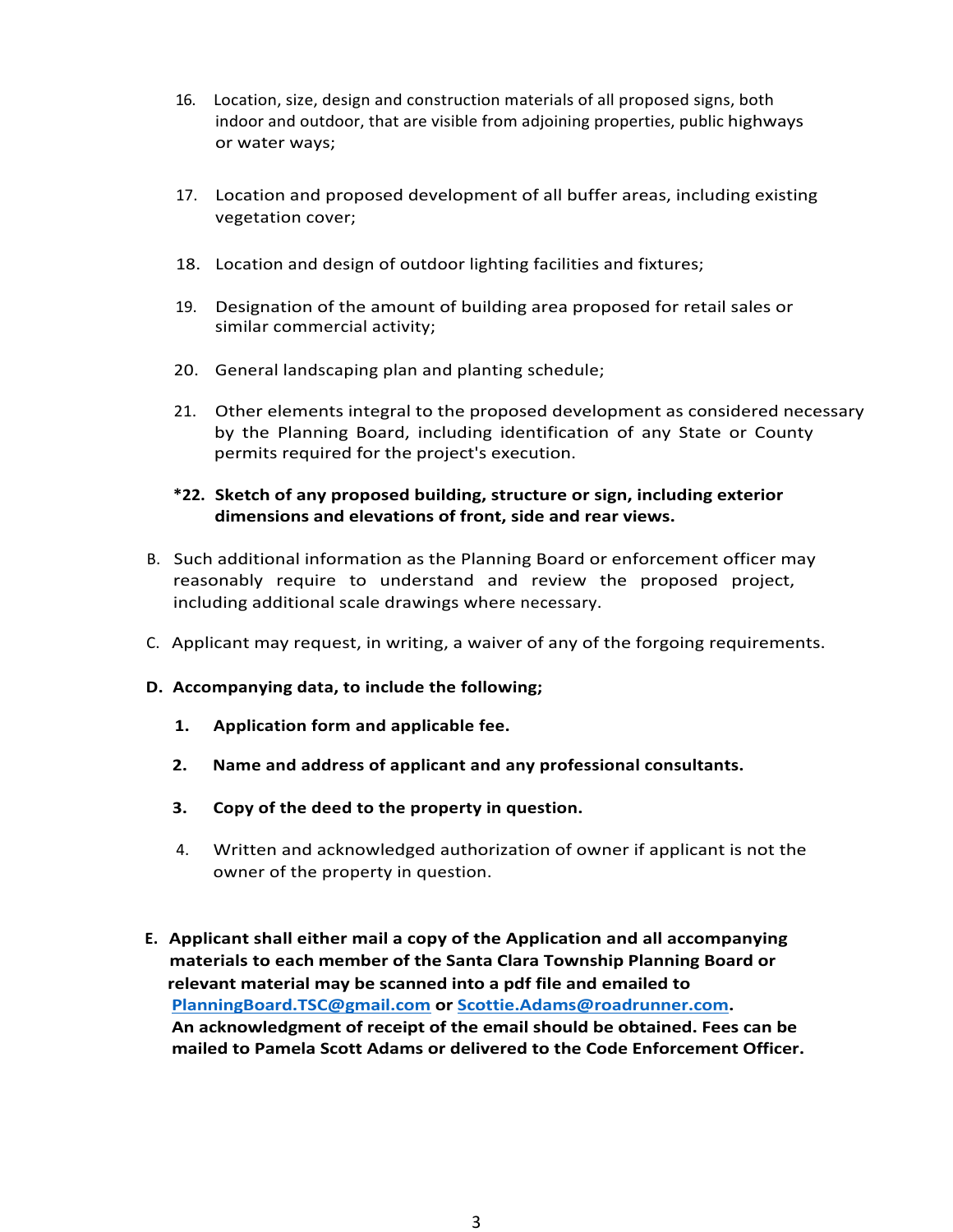16. Location, size, design and construction materials of all proposed signs, both indoor and outdoor, that are visible from adjoining properties, public highways or water ways;

17. Location and proposed development of all buffer areas, including existing vegetation cover;

18. Location and design of outdoor lighting facilities and fixtures;

19. Designation of the amount of building area proposed for retail sales or similar commercial activity;

20. General landscaping plan and planting schedule;

21. Other elements integral to the proposed development as considered necessary by the Planning Board, including identification of any State or County permits required for the project's execution.

**\*22. Sketch of any proposed building, structure or sign, including exterior dimensions and elevations of front, side and rear views.**

B. Such additional information as the Planning Board or enforcement officer may reasonably require to understand and review the proposed project, including additional scale drawings where necessary.

C. Applicant may request, in writing, a waiver of any of the forgoing requirements.

**D. Accompanying data, to include the following;**

1. **Application form and applicable fee.**

2. **Name and address of applicant and any professional consultants.**

3. **Copy of the deed to the property in question.**

4. Written and acknowledged authorization of owner if applicant is not the owner of the property in question.

**E. Applicant shall either mail a copy of the Application and all accompanying materials to each member of the Santa Clara Township Planning Board or relevant material may be scanned into a pdf file and emailed to [PlanningBoard.TSC@gmail.com](mailto:PlanningBoard.TSC@gmail.com) or [Scottie.Adams@roadrunner.com](mailto:Scottie.Adams@roadrunner.com). An acknowledgment of receipt of the email should be obtained. Fees can be mailed to Pamela Scott Adams or delivered to the Code Enforcement Officer.**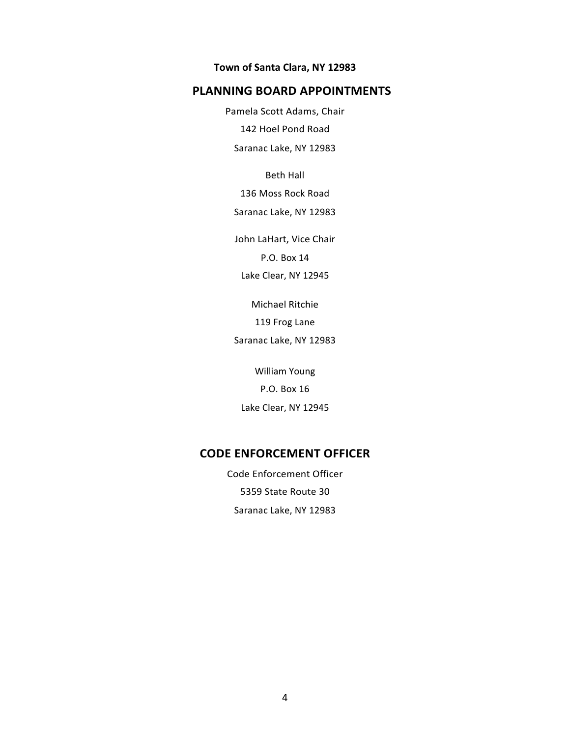**Town of Santa Clara, NY 12983**

## PLANNING BOARD APPOINTMENTS

Pamela Scott Adams, Chair
142 Hoel Pond Road
Saranac Lake, NY 12983

Beth Hall
136 Moss Rock Road
Saranac Lake, NY 12983

John LaHart, Vice Chair
P.O. Box 14
Lake Clear, NY 12945

Michael Ritchie
119 Frog Lane
Saranac Lake, NY 12983

William Young
P.O. Box 16
Lake Clear, NY 12945

## CODE ENFORCEMENT OFFICER

Code Enforcement Officer
5359 State Route 30
Saranac Lake, NY 12983